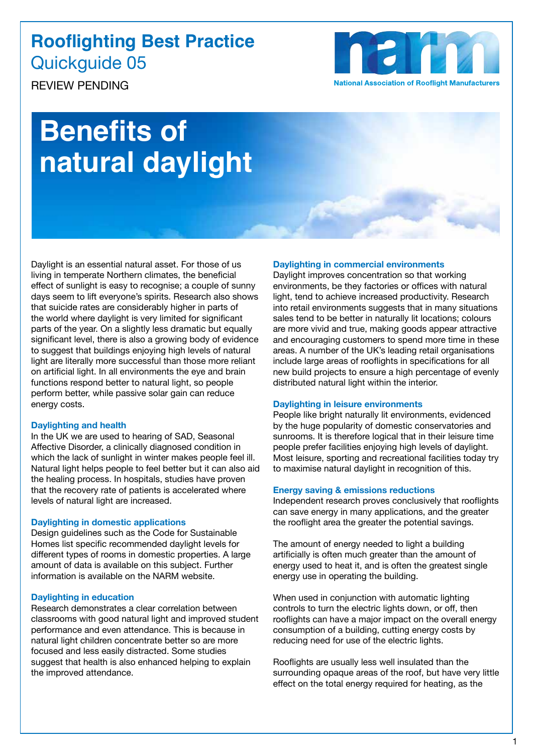# Rooflighting Best Practice
## Quickguide 05

REVIEW PENDING

National Association of Rooflight Manufacturers

# Benefits of natural daylight

Daylight is an essential natural asset. For those of us living in temperate Northern climates, the beneficial effect of sunlight is easy to recognise; a couple of sunny days seem to lift everyone's spirits. Research also shows that suicide rates are considerably higher in parts of the world where daylight is very limited for significant parts of the year. On a slightly less dramatic but equally significant level, there is also a growing body of evidence to suggest that buildings enjoying high levels of natural light are literally more successful than those more reliant on artificial light. In all environments the eye and brain functions respond better to natural light, so people perform better, while passive solar gain can reduce energy costs.

### Daylighting and health

In the UK we are used to hearing of SAD, Seasonal Affective Disorder, a clinically diagnosed condition in which the lack of sunlight in winter makes people feel ill. Natural light helps people to feel better but it can also aid the healing process. In hospitals, studies have proven that the recovery rate of patients is accelerated where levels of natural light are increased.

### Daylighting in domestic applications

Design guidelines such as the Code for Sustainable Homes list specific recommended daylight levels for different types of rooms in domestic properties. A large amount of data is available on this subject. Further information is available on the NARM website.

### Daylighting in education

Research demonstrates a clear correlation between classrooms with good natural light and improved student performance and even attendance. This is because in natural light children concentrate better so are more focused and less easily distracted. Some studies suggest that health is also enhanced helping to explain the improved attendance.

### Daylighting in commercial environments

Daylight improves concentration so that working environments, be they factories or offices with natural light, tend to achieve increased productivity. Research into retail environments suggests that in many situations sales tend to be better in naturally lit locations; colours are more vivid and true, making goods appear attractive and encouraging customers to spend more time in these areas. A number of the UK's leading retail organisations include large areas of rooflights in specifications for all new build projects to ensure a high percentage of evenly distributed natural light within the interior.

### Daylighting in leisure environments

People like bright naturally lit environments, evidenced by the huge popularity of domestic conservatories and sunrooms. It is therefore logical that in their leisure time people prefer facilities enjoying high levels of daylight. Most leisure, sporting and recreational facilities today try to maximise natural daylight in recognition of this.

### Energy saving & emissions reductions

Independent research proves conclusively that rooflights can save energy in many applications, and the greater the rooflight area the greater the potential savings.

The amount of energy needed to light a building artificially is often much greater than the amount of energy used to heat it, and is often the greatest single energy use in operating the building.

When used in conjunction with automatic lighting controls to turn the electric lights down, or off, then rooflights can have a major impact on the overall energy consumption of a building, cutting energy costs by reducing need for use of the electric lights.

Rooflights are usually less well insulated than the surrounding opaque areas of the roof, but have very little effect on the total energy required for heating, as the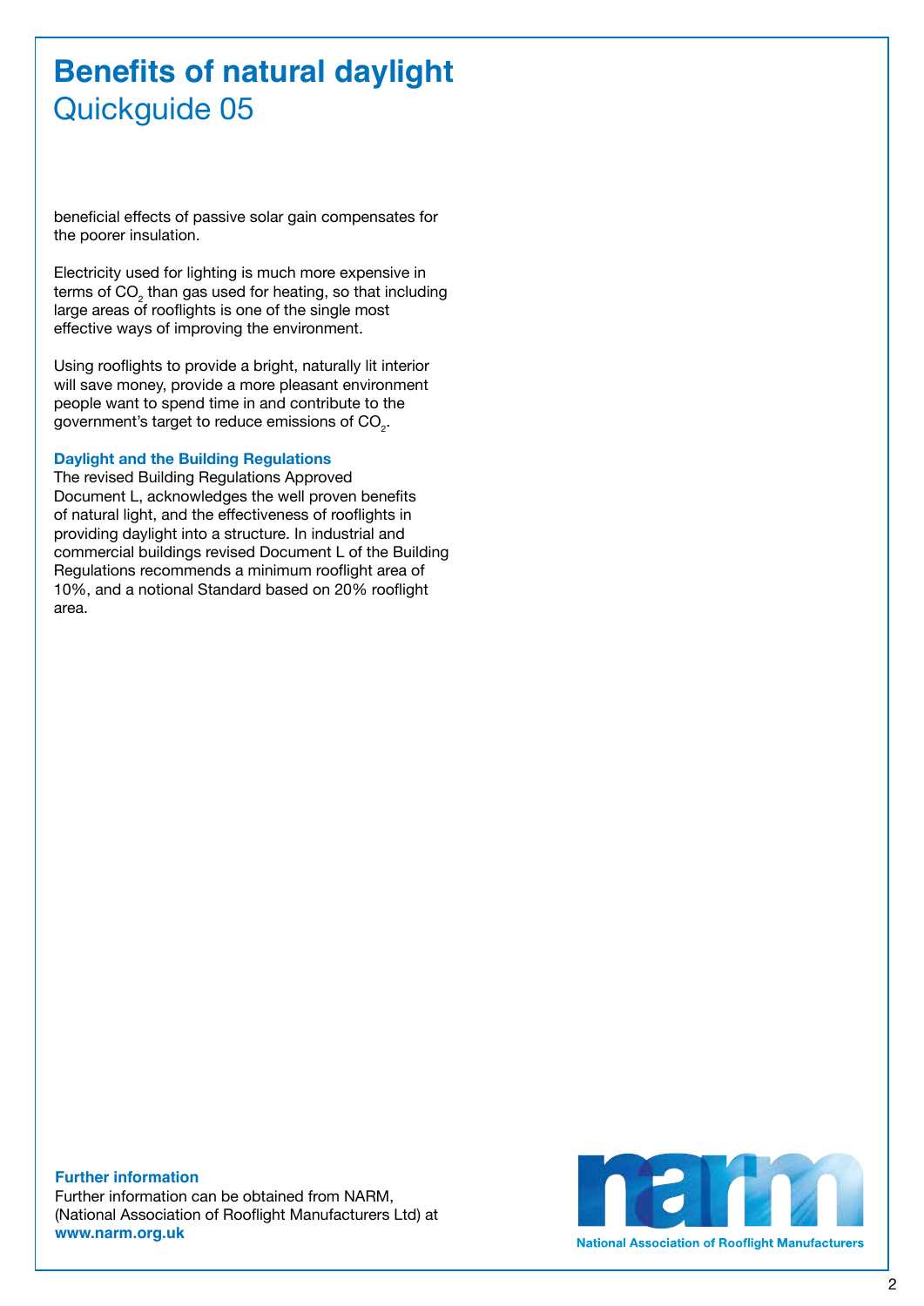# Benefits of natural daylight

## Quickguide 05

beneficial effects of passive solar gain compensates for the poorer insulation.

Electricity used for lighting is much more expensive in terms of $CO_2$ than gas used for heating, so that including large areas of rooflights is one of the single most effective ways of improving the environment.

Using rooflights to provide a bright, naturally lit interior will save money, provide a more pleasant environment people want to spend time in and contribute to the government's target to reduce emissions of $CO_2$.

### Daylight and the Building Regulations

The revised Building Regulations Approved Document L, acknowledges the well proven benefits of natural light, and the effectiveness of rooflights in providing daylight into a structure. In industrial and commercial buildings revised Document L of the Building Regulations recommends a minimum rooflight area of 10%, and a notional Standard based on 20% rooflight area.

### Further information

Further information can be obtained from NARM, (National Association of Rooflight Manufacturers Ltd) at **www.narm.org.uk**

narm

National Association of Rooflight Manufacturers